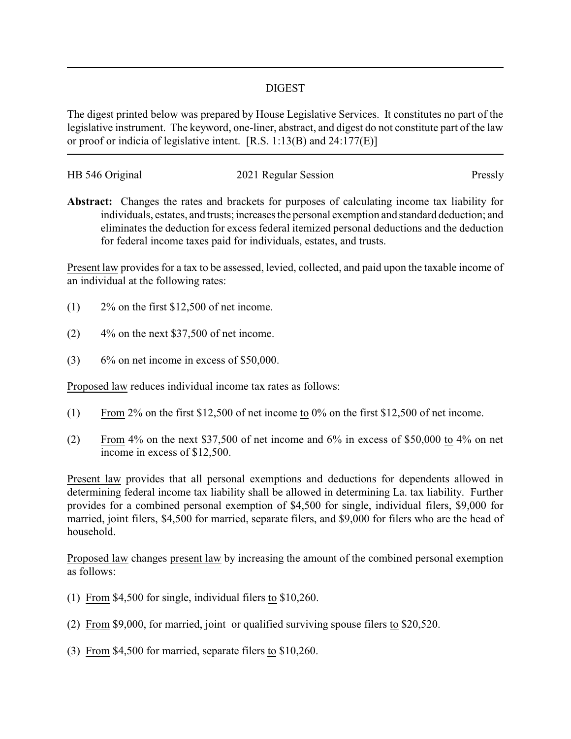# DIGEST

The digest printed below was prepared by House Legislative Services. It constitutes no part of the legislative instrument. The keyword, one-liner, abstract, and digest do not constitute part of the law or proof or indicia of legislative intent. [R.S. 1:13(B) and 24:177(E)]

---

HB 546 Original 2021 Regular Session Pressly

**Abstract:** Changes the rates and brackets for purposes of calculating income tax liability for individuals, estates, and trusts; increases the personal exemption and standard deduction; and eliminates the deduction for excess federal itemized personal deductions and the deduction for federal income taxes paid for individuals, estates, and trusts.

Present law provides for a tax to be assessed, levied, collected, and paid upon the taxable income of an individual at the following rates:

(1) 2% on the first $12,500 of net income.

(2) 4% on the next $37,500 of net income.

(3) 6% on net income in excess of $50,000.

Proposed law reduces individual income tax rates as follows:

(1) From 2% on the first $12,500 of net income to 0% on the first $12,500 of net income.

(2) From 4% on the next $37,500 of net income and 6% in excess of $50,000 to 4% on net income in excess of $12,500.

Present law provides that all personal exemptions and deductions for dependents allowed in determining federal income tax liability shall be allowed in determining La. tax liability. Further provides for a combined personal exemption of $4,500 for single, individual filers, $9,000 for married, joint filers, $4,500 for married, separate filers, and $9,000 for filers who are the head of household.

Proposed law changes present law by increasing the amount of the combined personal exemption as follows:

(1) From $4,500 for single, individual filers to $10,260.

(2) From $9,000, for married, joint or qualified surviving spouse filers to $20,520.

(3) From $4,500 for married, separate filers to $10,260.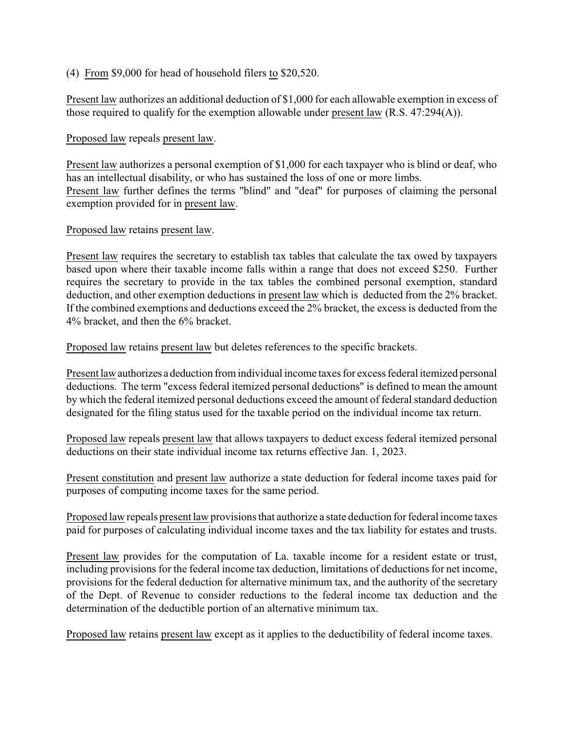(4) From $9,000 for head of household filers to $20,520.

Present law authorizes an additional deduction of $1,000 for each allowable exemption in excess of those required to qualify for the exemption allowable under present law (R.S. 47:294(A)).

Proposed law repeals present law.

Present law authorizes a personal exemption of $1,000 for each taxpayer who is blind or deaf, who has an intellectual disability, or who has sustained the loss of one or more limbs.
Present law further defines the terms "blind" and "deaf" for purposes of claiming the personal exemption provided for in present law.

Proposed law retains present law.

Present law requires the secretary to establish tax tables that calculate the tax owed by taxpayers based upon where their taxable income falls within a range that does not exceed $250. Further requires the secretary to provide in the tax tables the combined personal exemption, standard deduction, and other exemption deductions in present law which is deducted from the 2% bracket. If the combined exemptions and deductions exceed the 2% bracket, the excess is deducted from the 4% bracket, and then the 6% bracket.

Proposed law retains present law but deletes references to the specific brackets.

Present law authorizes a deduction from individual income taxes for excess federal itemized personal deductions. The term "excess federal itemized personal deductions" is defined to mean the amount by which the federal itemized personal deductions exceed the amount of federal standard deduction designated for the filing status used for the taxable period on the individual income tax return.

Proposed law repeals present law that allows taxpayers to deduct excess federal itemized personal deductions on their state individual income tax returns effective Jan. 1, 2023.

Present constitution and present law authorize a state deduction for federal income taxes paid for purposes of computing income taxes for the same period.

Proposed law repeals present law provisions that authorize a state deduction for federal income taxes paid for purposes of calculating individual income taxes and the tax liability for estates and trusts.

Present law provides for the computation of La. taxable income for a resident estate or trust, including provisions for the federal income tax deduction, limitations of deductions for net income, provisions for the federal deduction for alternative minimum tax, and the authority of the secretary of the Dept. of Revenue to consider reductions to the federal income tax deduction and the determination of the deductible portion of an alternative minimum tax.

Proposed law retains present law except as it applies to the deductibility of federal income taxes.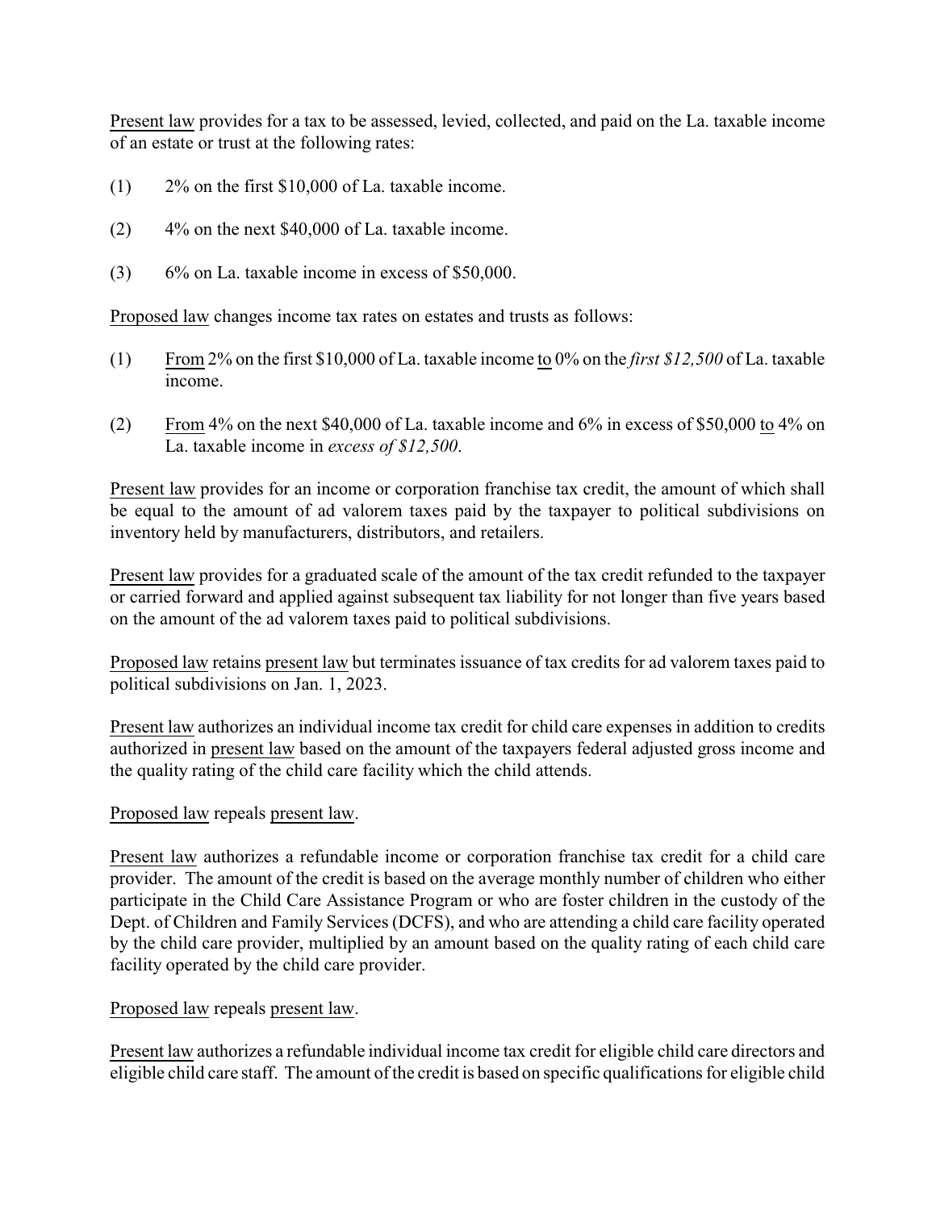Present law provides for a tax to be assessed, levied, collected, and paid on the La. taxable income of an estate or trust at the following rates:

(1) 2% on the first $10,000 of La. taxable income.

(2) 4% on the next $40,000 of La. taxable income.

(3) 6% on La. taxable income in excess of $50,000.

Proposed law changes income tax rates on estates and trusts as follows:

(1) From 2% on the first $10,000 of La. taxable income to 0% on the *first $12,500* of La. taxable income.

(2) From 4% on the next $40,000 of La. taxable income and 6% in excess of $50,000 to 4% on La. taxable income in *excess of $12,500*.

Present law provides for an income or corporation franchise tax credit, the amount of which shall be equal to the amount of ad valorem taxes paid by the taxpayer to political subdivisions on inventory held by manufacturers, distributors, and retailers.

Present law provides for a graduated scale of the amount of the tax credit refunded to the taxpayer or carried forward and applied against subsequent tax liability for not longer than five years based on the amount of the ad valorem taxes paid to political subdivisions.

Proposed law retains present law but terminates issuance of tax credits for ad valorem taxes paid to political subdivisions on Jan. 1, 2023.

Present law authorizes an individual income tax credit for child care expenses in addition to credits authorized in present law based on the amount of the taxpayers federal adjusted gross income and the quality rating of the child care facility which the child attends.

Proposed law repeals present law.

Present law authorizes a refundable income or corporation franchise tax credit for a child care provider. The amount of the credit is based on the average monthly number of children who either participate in the Child Care Assistance Program or who are foster children in the custody of the Dept. of Children and Family Services (DCFS), and who are attending a child care facility operated by the child care provider, multiplied by an amount based on the quality rating of each child care facility operated by the child care provider.

Proposed law repeals present law.

Present law authorizes a refundable individual income tax credit for eligible child care directors and eligible child care staff. The amount of the credit is based on specific qualifications for eligible child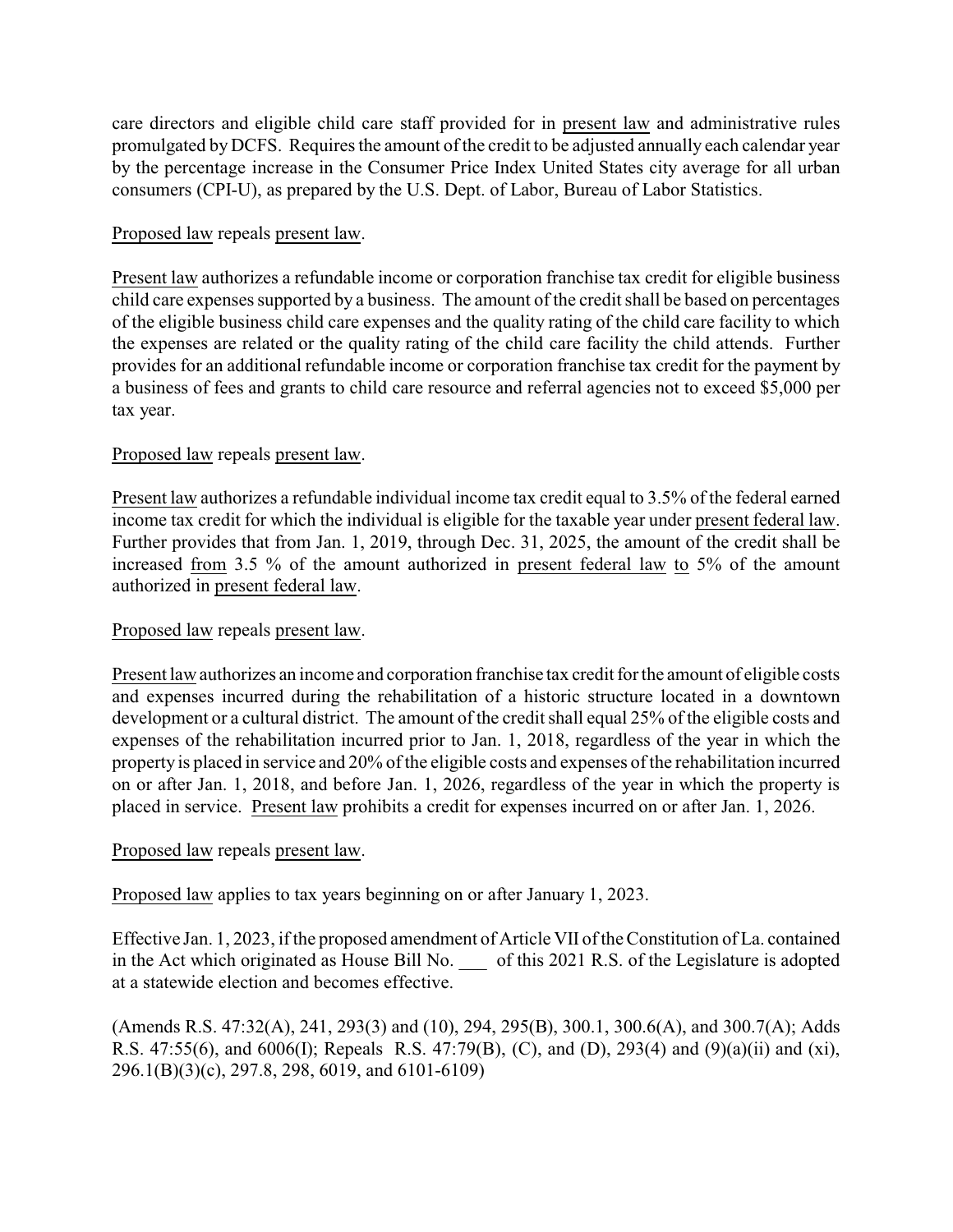care directors and eligible child care staff provided for in present law and administrative rules promulgated by DCFS. Requires the amount of the credit to be adjusted annually each calendar year by the percentage increase in the Consumer Price Index United States city average for all urban consumers (CPI-U), as prepared by the U.S. Dept. of Labor, Bureau of Labor Statistics.

Proposed law repeals present law.

Present law authorizes a refundable income or corporation franchise tax credit for eligible business child care expenses supported by a business. The amount of the credit shall be based on percentages of the eligible business child care expenses and the quality rating of the child care facility to which the expenses are related or the quality rating of the child care facility the child attends. Further provides for an additional refundable income or corporation franchise tax credit for the payment by a business of fees and grants to child care resource and referral agencies not to exceed $5,000 per tax year.

Proposed law repeals present law.

Present law authorizes a refundable individual income tax credit equal to 3.5% of the federal earned income tax credit for which the individual is eligible for the taxable year under present federal law. Further provides that from Jan. 1, 2019, through Dec. 31, 2025, the amount of the credit shall be increased from 3.5 % of the amount authorized in present federal law to 5% of the amount authorized in present federal law.

Proposed law repeals present law.

Present law authorizes an income and corporation franchise tax credit for the amount of eligible costs and expenses incurred during the rehabilitation of a historic structure located in a downtown development or a cultural district. The amount of the credit shall equal 25% of the eligible costs and expenses of the rehabilitation incurred prior to Jan. 1, 2018, regardless of the year in which the property is placed in service and 20% of the eligible costs and expenses of the rehabilitation incurred on or after Jan. 1, 2018, and before Jan. 1, 2026, regardless of the year in which the property is placed in service. Present law prohibits a credit for expenses incurred on or after Jan. 1, 2026.

Proposed law repeals present law.

Proposed law applies to tax years beginning on or after January 1, 2023.

Effective Jan. 1, 2023, if the proposed amendment of Article VII of the Constitution of La. contained in the Act which originated as House Bill No. ___ of this 2021 R.S. of the Legislature is adopted at a statewide election and becomes effective.

(Amends R.S. 47:32(A), 241, 293(3) and (10), 294, 295(B), 300.1, 300.6(A), and 300.7(A); Adds R.S. 47:55(6), and 6006(I); Repeals R.S. 47:79(B), (C), and (D), 293(4) and (9)(a)(ii) and (xi), 296.1(B)(3)(c), 297.8, 298, 6019, and 6101-6109)